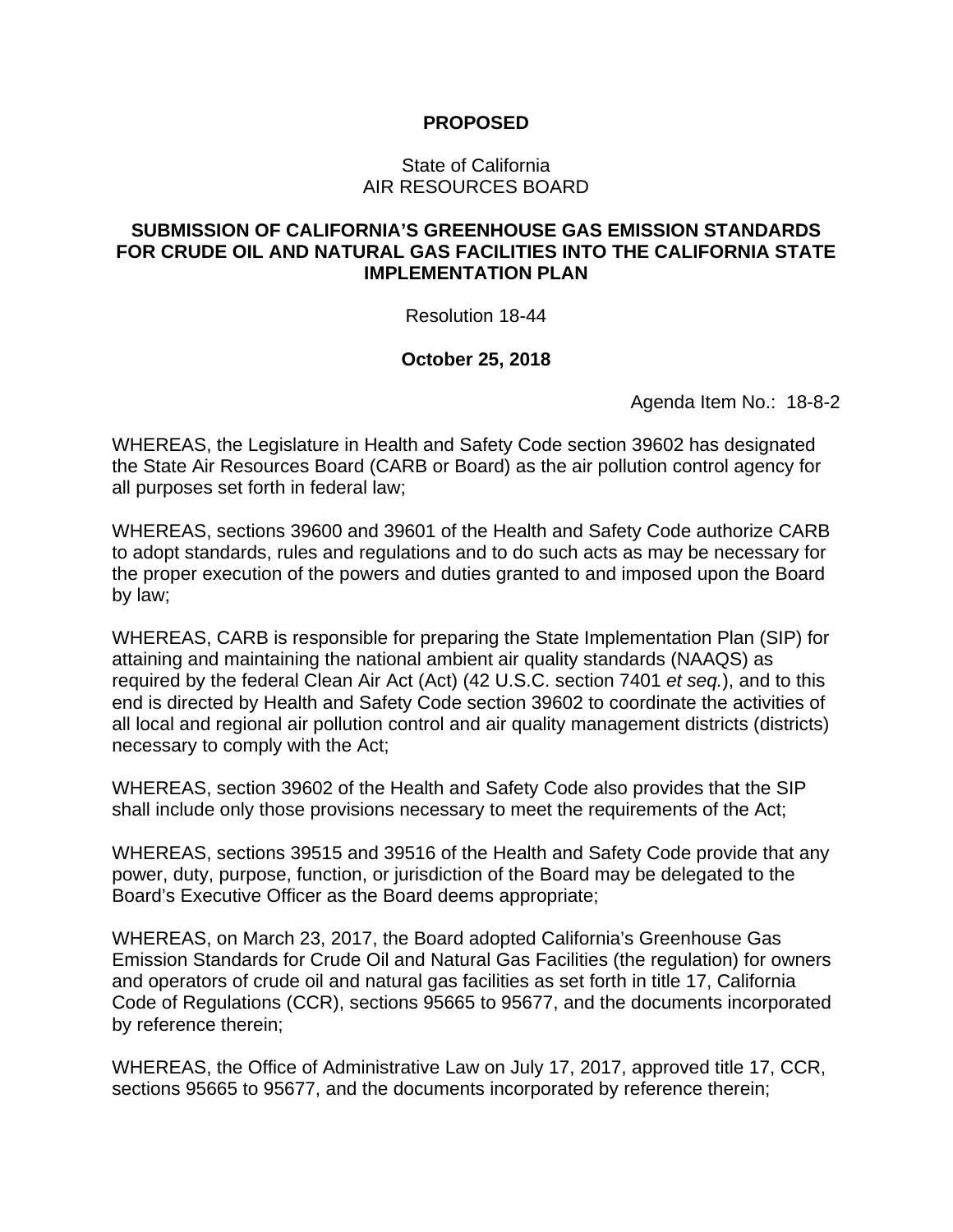**PROPOSED**

State of California
AIR RESOURCES BOARD

**SUBMISSION OF CALIFORNIA'S GREENHOUSE GAS EMISSION STANDARDS FOR CRUDE OIL AND NATURAL GAS FACILITIES INTO THE CALIFORNIA STATE IMPLEMENTATION PLAN**

Resolution 18-44

**October 25, 2018**

Agenda Item No.: 18-8-2

WHEREAS, the Legislature in Health and Safety Code section 39602 has designated the State Air Resources Board (CARB or Board) as the air pollution control agency for all purposes set forth in federal law;

WHEREAS, sections 39600 and 39601 of the Health and Safety Code authorize CARB to adopt standards, rules and regulations and to do such acts as may be necessary for the proper execution of the powers and duties granted to and imposed upon the Board by law;

WHEREAS, CARB is responsible for preparing the State Implementation Plan (SIP) for attaining and maintaining the national ambient air quality standards (NAAQS) as required by the federal Clean Air Act (Act) (42 U.S.C. section 7401 *et seq.*), and to this end is directed by Health and Safety Code section 39602 to coordinate the activities of all local and regional air pollution control and air quality management districts (districts) necessary to comply with the Act;

WHEREAS, section 39602 of the Health and Safety Code also provides that the SIP shall include only those provisions necessary to meet the requirements of the Act;

WHEREAS, sections 39515 and 39516 of the Health and Safety Code provide that any power, duty, purpose, function, or jurisdiction of the Board may be delegated to the Board's Executive Officer as the Board deems appropriate;

WHEREAS, on March 23, 2017, the Board adopted California's Greenhouse Gas Emission Standards for Crude Oil and Natural Gas Facilities (the regulation) for owners and operators of crude oil and natural gas facilities as set forth in title 17, California Code of Regulations (CCR), sections 95665 to 95677, and the documents incorporated by reference therein;

WHEREAS, the Office of Administrative Law on July 17, 2017, approved title 17, CCR, sections 95665 to 95677, and the documents incorporated by reference therein;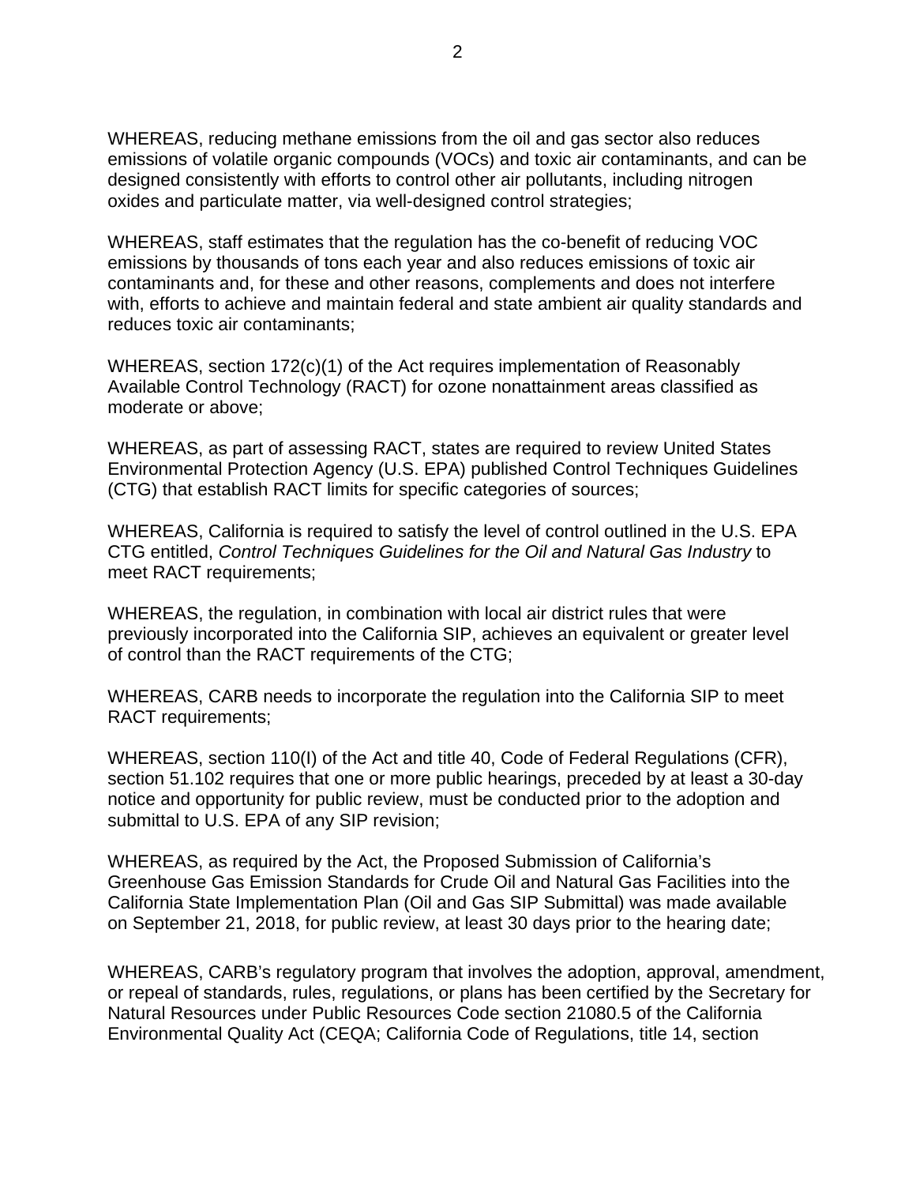WHEREAS, reducing methane emissions from the oil and gas sector also reduces emissions of volatile organic compounds (VOCs) and toxic air contaminants, and can be designed consistently with efforts to control other air pollutants, including nitrogen oxides and particulate matter, via well-designed control strategies;

WHEREAS, staff estimates that the regulation has the co-benefit of reducing VOC emissions by thousands of tons each year and also reduces emissions of toxic air contaminants and, for these and other reasons, complements and does not interfere with, efforts to achieve and maintain federal and state ambient air quality standards and reduces toxic air contaminants;

WHEREAS, section 172(c)(1) of the Act requires implementation of Reasonably Available Control Technology (RACT) for ozone nonattainment areas classified as moderate or above;

WHEREAS, as part of assessing RACT, states are required to review United States Environmental Protection Agency (U.S. EPA) published Control Techniques Guidelines (CTG) that establish RACT limits for specific categories of sources;

WHEREAS, California is required to satisfy the level of control outlined in the U.S. EPA CTG entitled, *Control Techniques Guidelines for the Oil and Natural Gas Industry* to meet RACT requirements;

WHEREAS, the regulation, in combination with local air district rules that were previously incorporated into the California SIP, achieves an equivalent or greater level of control than the RACT requirements of the CTG;

WHEREAS, CARB needs to incorporate the regulation into the California SIP to meet RACT requirements;

WHEREAS, section 110(l) of the Act and title 40, Code of Federal Regulations (CFR), section 51.102 requires that one or more public hearings, preceded by at least a 30-day notice and opportunity for public review, must be conducted prior to the adoption and submittal to U.S. EPA of any SIP revision;

WHEREAS, as required by the Act, the Proposed Submission of California's Greenhouse Gas Emission Standards for Crude Oil and Natural Gas Facilities into the California State Implementation Plan (Oil and Gas SIP Submittal) was made available on September 21, 2018, for public review, at least 30 days prior to the hearing date;

WHEREAS, CARB's regulatory program that involves the adoption, approval, amendment, or repeal of standards, rules, regulations, or plans has been certified by the Secretary for Natural Resources under Public Resources Code section 21080.5 of the California Environmental Quality Act (CEQA; California Code of Regulations, title 14, section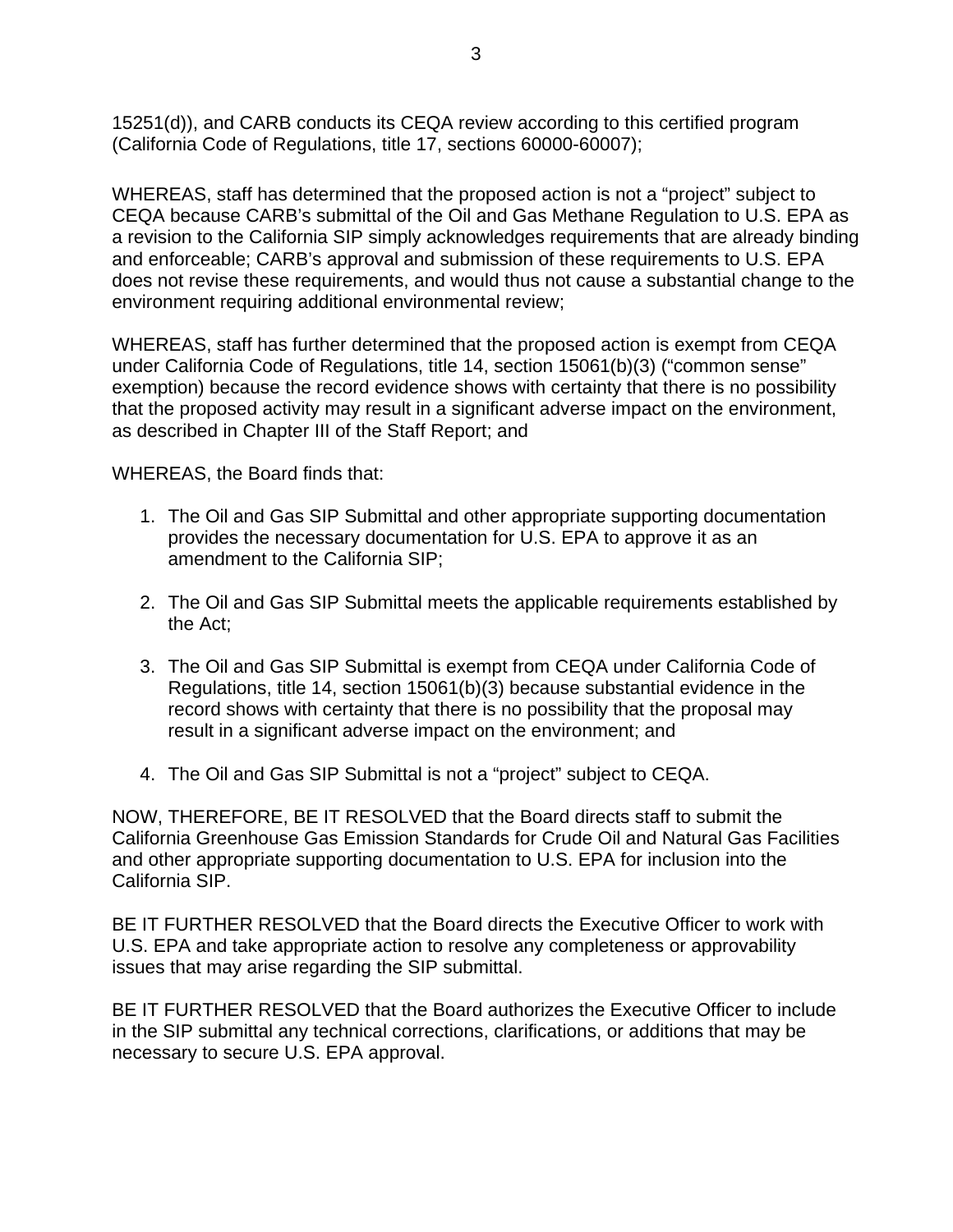15251(d)), and CARB conducts its CEQA review according to this certified program (California Code of Regulations, title 17, sections 60000-60007);

WHEREAS, staff has determined that the proposed action is not a "project" subject to CEQA because CARB's submittal of the Oil and Gas Methane Regulation to U.S. EPA as a revision to the California SIP simply acknowledges requirements that are already binding and enforceable; CARB's approval and submission of these requirements to U.S. EPA does not revise these requirements, and would thus not cause a substantial change to the environment requiring additional environmental review;

WHEREAS, staff has further determined that the proposed action is exempt from CEQA under California Code of Regulations, title 14, section 15061(b)(3) ("common sense" exemption) because the record evidence shows with certainty that there is no possibility that the proposed activity may result in a significant adverse impact on the environment, as described in Chapter III of the Staff Report; and

WHEREAS, the Board finds that:

1. The Oil and Gas SIP Submittal and other appropriate supporting documentation provides the necessary documentation for U.S. EPA to approve it as an amendment to the California SIP;

2. The Oil and Gas SIP Submittal meets the applicable requirements established by the Act;

3. The Oil and Gas SIP Submittal is exempt from CEQA under California Code of Regulations, title 14, section 15061(b)(3) because substantial evidence in the record shows with certainty that there is no possibility that the proposal may result in a significant adverse impact on the environment; and

4. The Oil and Gas SIP Submittal is not a "project" subject to CEQA.

NOW, THEREFORE, BE IT RESOLVED that the Board directs staff to submit the California Greenhouse Gas Emission Standards for Crude Oil and Natural Gas Facilities and other appropriate supporting documentation to U.S. EPA for inclusion into the California SIP.

BE IT FURTHER RESOLVED that the Board directs the Executive Officer to work with U.S. EPA and take appropriate action to resolve any completeness or approvability issues that may arise regarding the SIP submittal.

BE IT FURTHER RESOLVED that the Board authorizes the Executive Officer to include in the SIP submittal any technical corrections, clarifications, or additions that may be necessary to secure U.S. EPA approval.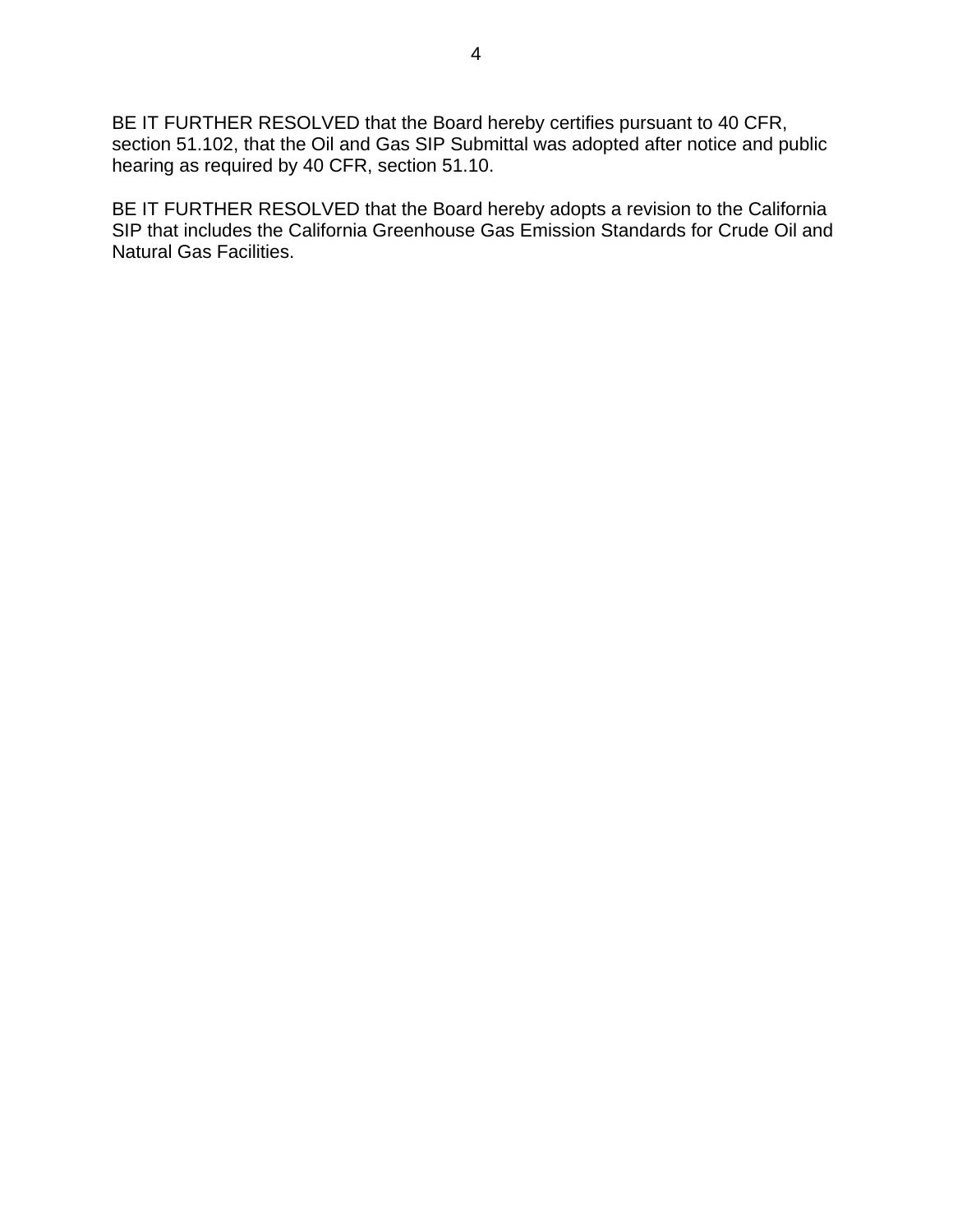BE IT FURTHER RESOLVED that the Board hereby certifies pursuant to 40 CFR, section 51.102, that the Oil and Gas SIP Submittal was adopted after notice and public hearing as required by 40 CFR, section 51.10.

BE IT FURTHER RESOLVED that the Board hereby adopts a revision to the California SIP that includes the California Greenhouse Gas Emission Standards for Crude Oil and Natural Gas Facilities.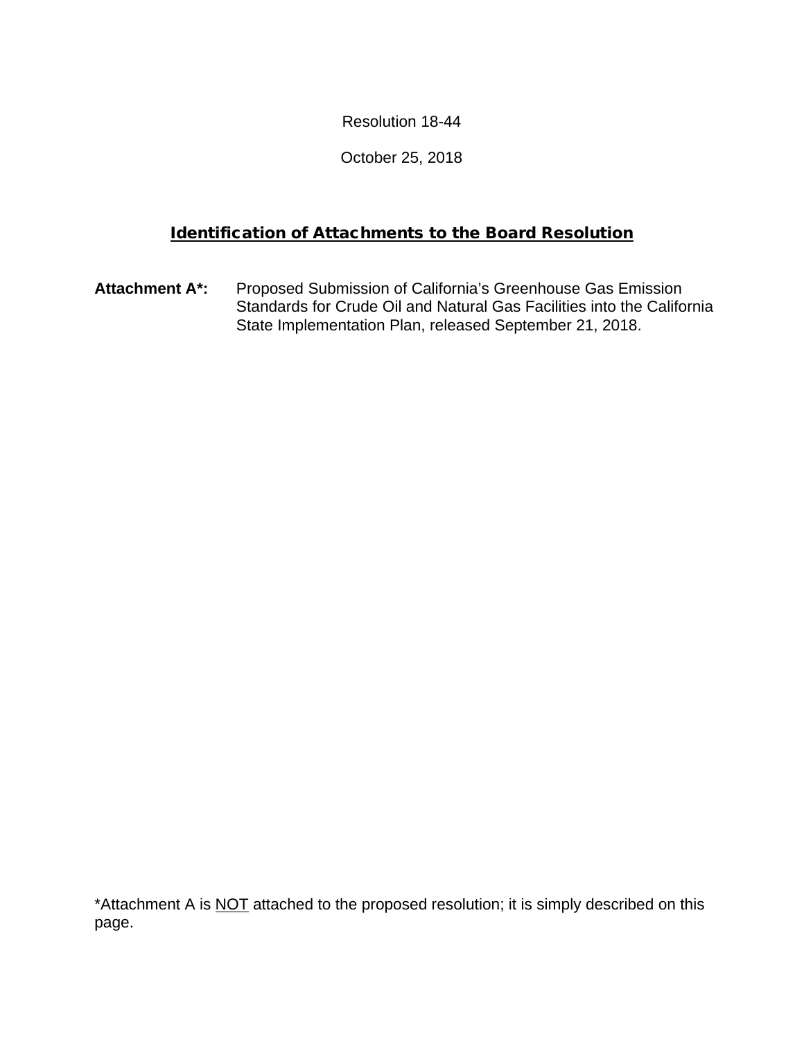Resolution 18-44

October 25, 2018

## Identification of Attachments to the Board Resolution

**Attachment A*:** Proposed Submission of California's Greenhouse Gas Emission Standards for Crude Oil and Natural Gas Facilities into the California State Implementation Plan, released September 21, 2018.

*Attachment A is NOT attached to the proposed resolution; it is simply described on this page.